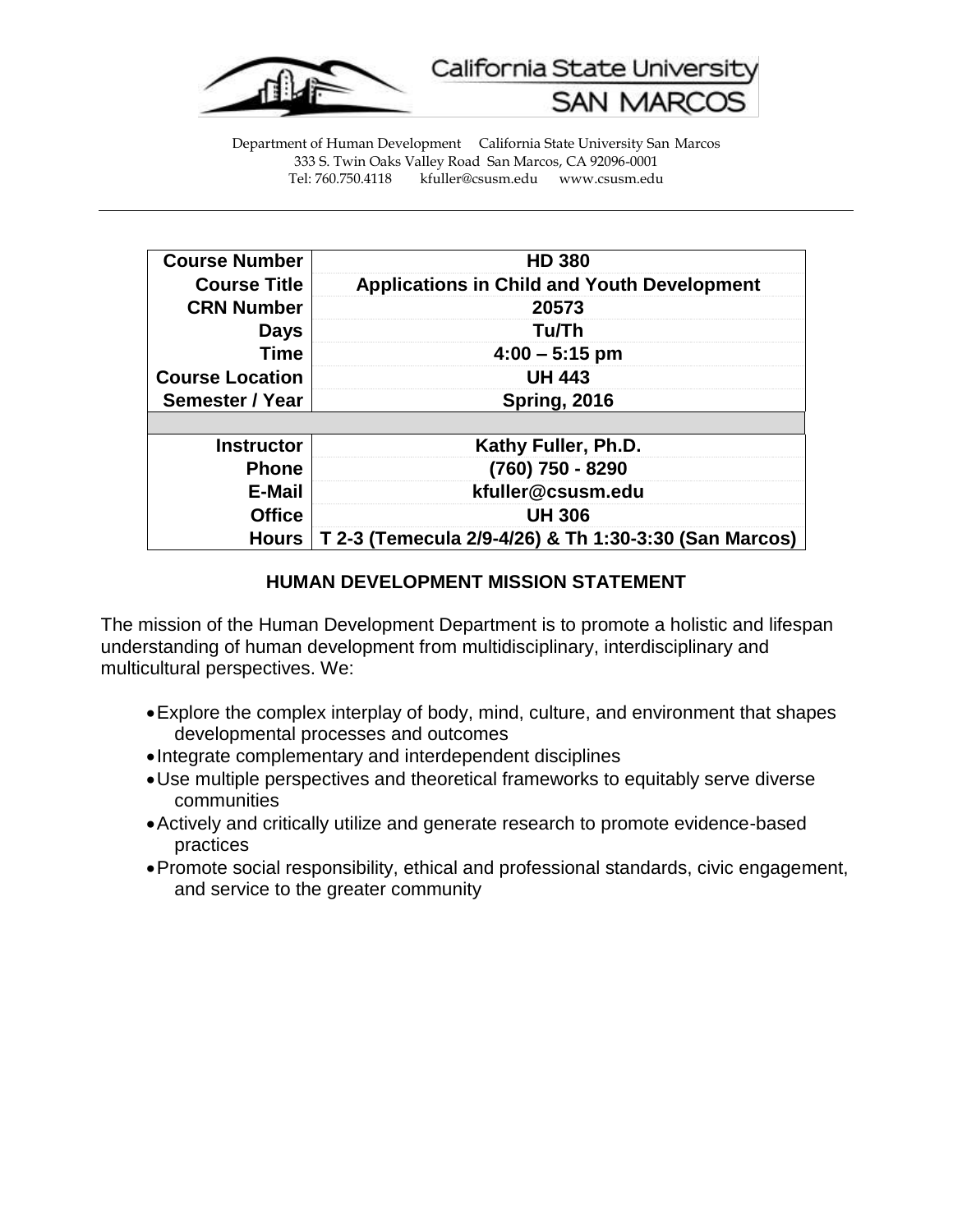California State University SAN MARCOS

Department of Human Development California State University San Marcos
333 S. Twin Oaks Valley Road San Marcos, CA 92096-0001
Tel: 760.750.4118 kfuller@csusm.edu www.csusm.edu

| | |
|---|---|
| **Course Number** | **HD 380** |
| **Course Title** | **Applications in Child and Youth Development** |
| **CRN Number** | **20573** |
| **Days** | **Tu/Th** |
| **Time** | **4:00 – 5:15 pm** |
| **Course Location** | **UH 443** |
| **Semester / Year** | **Spring, 2016** |
| | |
| **Instructor** | **Kathy Fuller, Ph.D.** |
| **Phone** | **(760) 750 - 8290** |
| **E-Mail** | **kfuller@csusm.edu** |
| **Office** | **UH 306** |
| **Hours** | **T 2-3 (Temecula 2/9-4/26) & Th 1:30-3:30 (San Marcos)** |

## HUMAN DEVELOPMENT MISSION STATEMENT

The mission of the Human Development Department is to promote a holistic and lifespan understanding of human development from multidisciplinary, interdisciplinary and multicultural perspectives. We:

- Explore the complex interplay of body, mind, culture, and environment that shapes developmental processes and outcomes
- Integrate complementary and interdependent disciplines
- Use multiple perspectives and theoretical frameworks to equitably serve diverse communities
- Actively and critically utilize and generate research to promote evidence-based practices
- Promote social responsibility, ethical and professional standards, civic engagement, and service to the greater community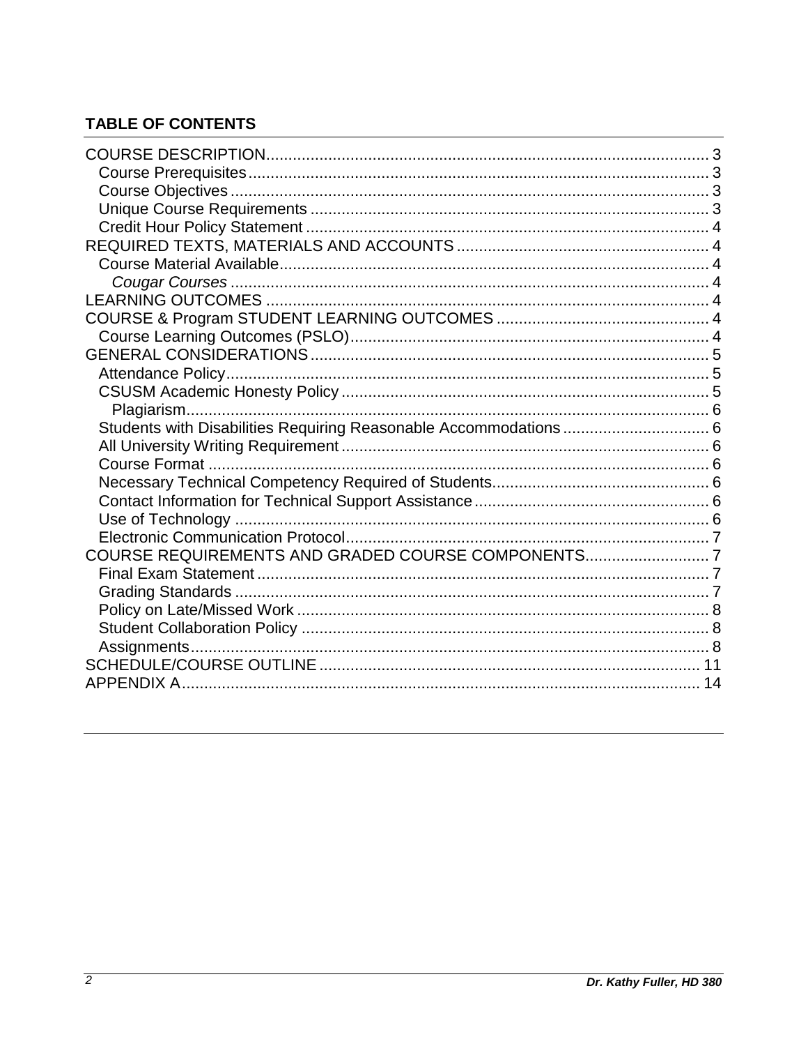## TABLE OF CONTENTS

- COURSE DESCRIPTION .......... 3
  - Course Prerequisites .......... 3
  - Course Objectives .......... 3
  - Unique Course Requirements .......... 3
  - Credit Hour Policy Statement .......... 4
- REQUIRED TEXTS, MATERIALS AND ACCOUNTS .......... 4
  - Course Material Available .......... 4
    - *Cougar Courses* .......... 4
- LEARNING OUTCOMES .......... 4
- COURSE & Program STUDENT LEARNING OUTCOMES .......... 4
  - Course Learning Outcomes (PSLO) .......... 4
- GENERAL CONSIDERATIONS .......... 5
  - Attendance Policy .......... 5
  - CSUSM Academic Honesty Policy .......... 5
    - Plagiarism .......... 6
  - Students with Disabilities Requiring Reasonable Accommodations .......... 6
  - All University Writing Requirement .......... 6
  - Course Format .......... 6
  - Necessary Technical Competency Required of Students .......... 6
  - Contact Information for Technical Support Assistance .......... 6
  - Use of Technology .......... 6
  - Electronic Communication Protocol .......... 7
- COURSE REQUIREMENTS AND GRADED COURSE COMPONENTS .......... 7
  - Final Exam Statement .......... 7
  - Grading Standards .......... 7
  - Policy on Late/Missed Work .......... 8
  - Student Collaboration Policy .......... 8
  - Assignments .......... 8
- SCHEDULE/COURSE OUTLINE .......... 11
- APPENDIX A .......... 14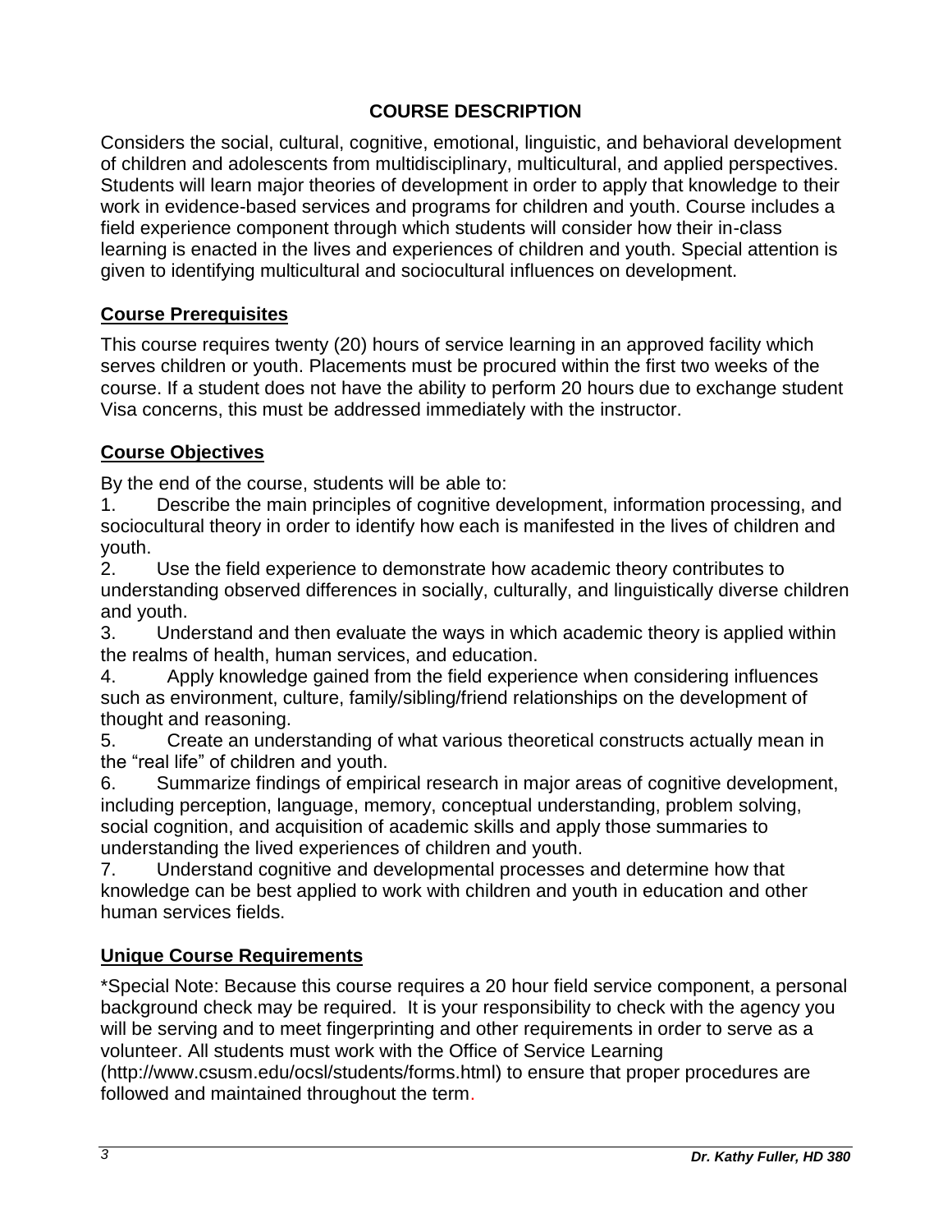## COURSE DESCRIPTION

Considers the social, cultural, cognitive, emotional, linguistic, and behavioral development of children and adolescents from multidisciplinary, multicultural, and applied perspectives. Students will learn major theories of development in order to apply that knowledge to their work in evidence-based services and programs for children and youth. Course includes a field experience component through which students will consider how their in-class learning is enacted in the lives and experiences of children and youth. Special attention is given to identifying multicultural and sociocultural influences on development.

### Course Prerequisites

This course requires twenty (20) hours of service learning in an approved facility which serves children or youth. Placements must be procured within the first two weeks of the course. If a student does not have the ability to perform 20 hours due to exchange student Visa concerns, this must be addressed immediately with the instructor.

### Course Objectives

By the end of the course, students will be able to:

1. Describe the main principles of cognitive development, information processing, and sociocultural theory in order to identify how each is manifested in the lives of children and youth.
2. Use the field experience to demonstrate how academic theory contributes to understanding observed differences in socially, culturally, and linguistically diverse children and youth.
3. Understand and then evaluate the ways in which academic theory is applied within the realms of health, human services, and education.
4. Apply knowledge gained from the field experience when considering influences such as environment, culture, family/sibling/friend relationships on the development of thought and reasoning.
5. Create an understanding of what various theoretical constructs actually mean in the "real life" of children and youth.
6. Summarize findings of empirical research in major areas of cognitive development, including perception, language, memory, conceptual understanding, problem solving, social cognition, and acquisition of academic skills and apply those summaries to understanding the lived experiences of children and youth.
7. Understand cognitive and developmental processes and determine how that knowledge can be best applied to work with children and youth in education and other human services fields.

### Unique Course Requirements

*Special Note: Because this course requires a 20 hour field service component, a personal background check may be required. It is your responsibility to check with the agency you will be serving and to meet fingerprinting and other requirements in order to serve as a volunteer. All students must work with the Office of Service Learning (http://www.csusm.edu/ocsl/students/forms.html) to ensure that proper procedures are followed and maintained throughout the term.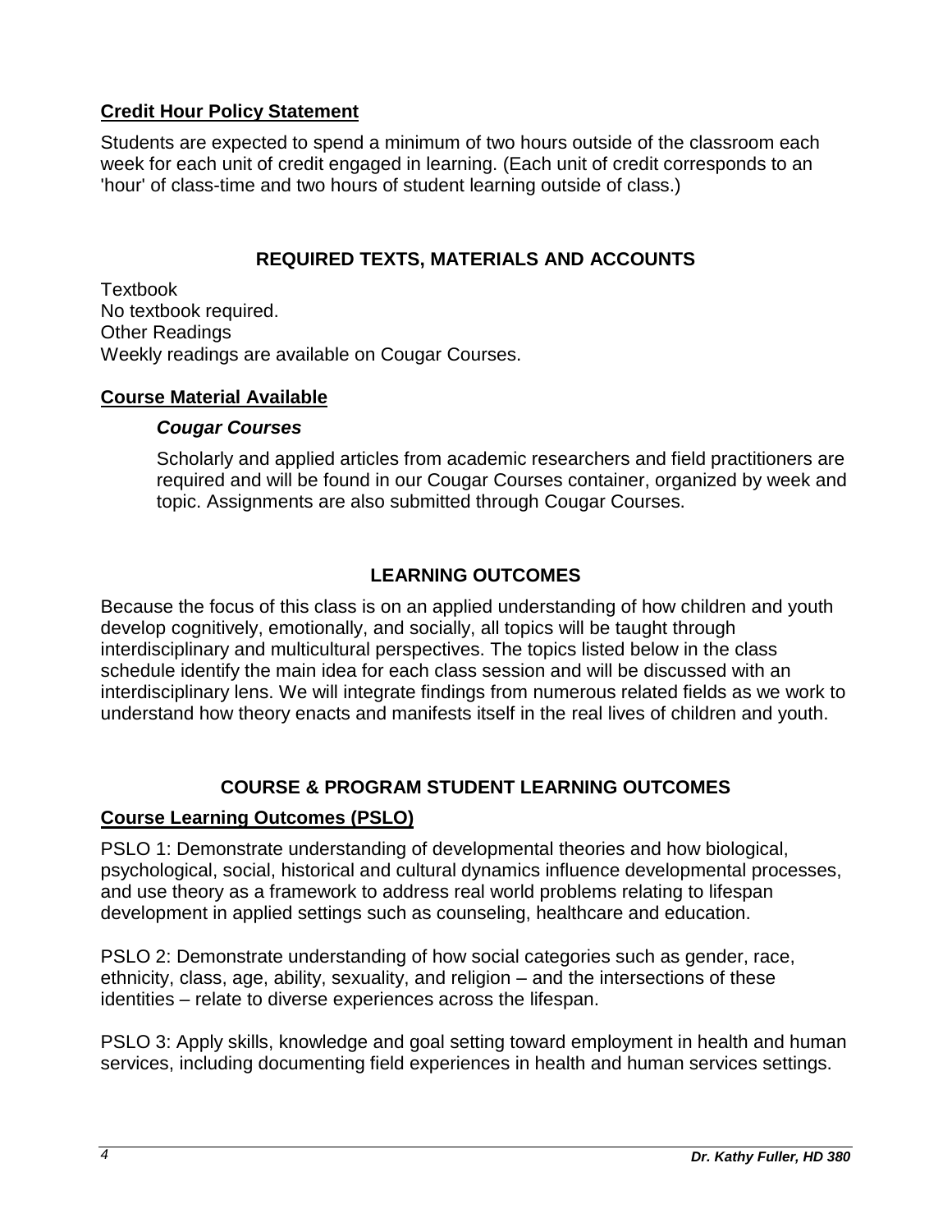**Credit Hour Policy Statement**

Students are expected to spend a minimum of two hours outside of the classroom each week for each unit of credit engaged in learning. (Each unit of credit corresponds to an 'hour' of class-time and two hours of student learning outside of class.)

## REQUIRED TEXTS, MATERIALS AND ACCOUNTS

Textbook
No textbook required.
Other Readings
Weekly readings are available on Cougar Courses.

**Course Material Available**

***Cougar Courses***

Scholarly and applied articles from academic researchers and field practitioners are required and will be found in our Cougar Courses container, organized by week and topic. Assignments are also submitted through Cougar Courses.

## LEARNING OUTCOMES

Because the focus of this class is on an applied understanding of how children and youth develop cognitively, emotionally, and socially, all topics will be taught through interdisciplinary and multicultural perspectives. The topics listed below in the class schedule identify the main idea for each class session and will be discussed with an interdisciplinary lens. We will integrate findings from numerous related fields as we work to understand how theory enacts and manifests itself in the real lives of children and youth.

## COURSE & PROGRAM STUDENT LEARNING OUTCOMES

**Course Learning Outcomes (PSLO)**

PSLO 1: Demonstrate understanding of developmental theories and how biological, psychological, social, historical and cultural dynamics influence developmental processes, and use theory as a framework to address real world problems relating to lifespan development in applied settings such as counseling, healthcare and education.

PSLO 2: Demonstrate understanding of how social categories such as gender, race, ethnicity, class, age, ability, sexuality, and religion – and the intersections of these identities – relate to diverse experiences across the lifespan.

PSLO 3: Apply skills, knowledge and goal setting toward employment in health and human services, including documenting field experiences in health and human services settings.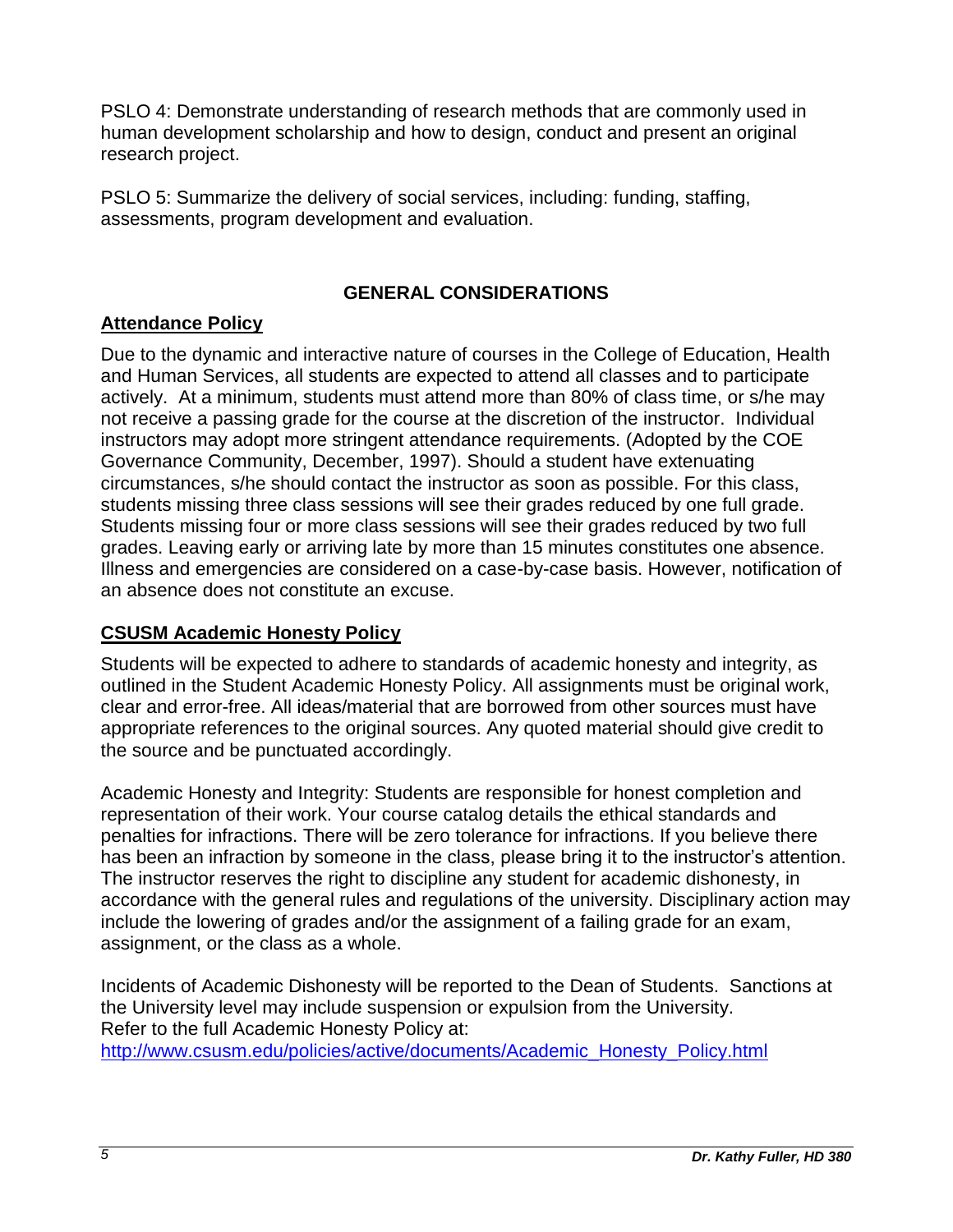PSLO 4: Demonstrate understanding of research methods that are commonly used in human development scholarship and how to design, conduct and present an original research project.

PSLO 5: Summarize the delivery of social services, including: funding, staffing, assessments, program development and evaluation.

## GENERAL CONSIDERATIONS

### Attendance Policy

Due to the dynamic and interactive nature of courses in the College of Education, Health and Human Services, all students are expected to attend all classes and to participate actively. At a minimum, students must attend more than 80% of class time, or s/he may not receive a passing grade for the course at the discretion of the instructor. Individual instructors may adopt more stringent attendance requirements. (Adopted by the COE Governance Community, December, 1997). Should a student have extenuating circumstances, s/he should contact the instructor as soon as possible. For this class, students missing three class sessions will see their grades reduced by one full grade. Students missing four or more class sessions will see their grades reduced by two full grades. Leaving early or arriving late by more than 15 minutes constitutes one absence. Illness and emergencies are considered on a case-by-case basis. However, notification of an absence does not constitute an excuse.

### CSUSM Academic Honesty Policy

Students will be expected to adhere to standards of academic honesty and integrity, as outlined in the Student Academic Honesty Policy. All assignments must be original work, clear and error-free. All ideas/material that are borrowed from other sources must have appropriate references to the original sources. Any quoted material should give credit to the source and be punctuated accordingly.

Academic Honesty and Integrity: Students are responsible for honest completion and representation of their work. Your course catalog details the ethical standards and penalties for infractions. There will be zero tolerance for infractions. If you believe there has been an infraction by someone in the class, please bring it to the instructor's attention. The instructor reserves the right to discipline any student for academic dishonesty, in accordance with the general rules and regulations of the university. Disciplinary action may include the lowering of grades and/or the assignment of a failing grade for an exam, assignment, or the class as a whole.

Incidents of Academic Dishonesty will be reported to the Dean of Students. Sanctions at the University level may include suspension or expulsion from the University.
Refer to the full Academic Honesty Policy at:
http://www.csusm.edu/policies/active/documents/Academic_Honesty_Policy.html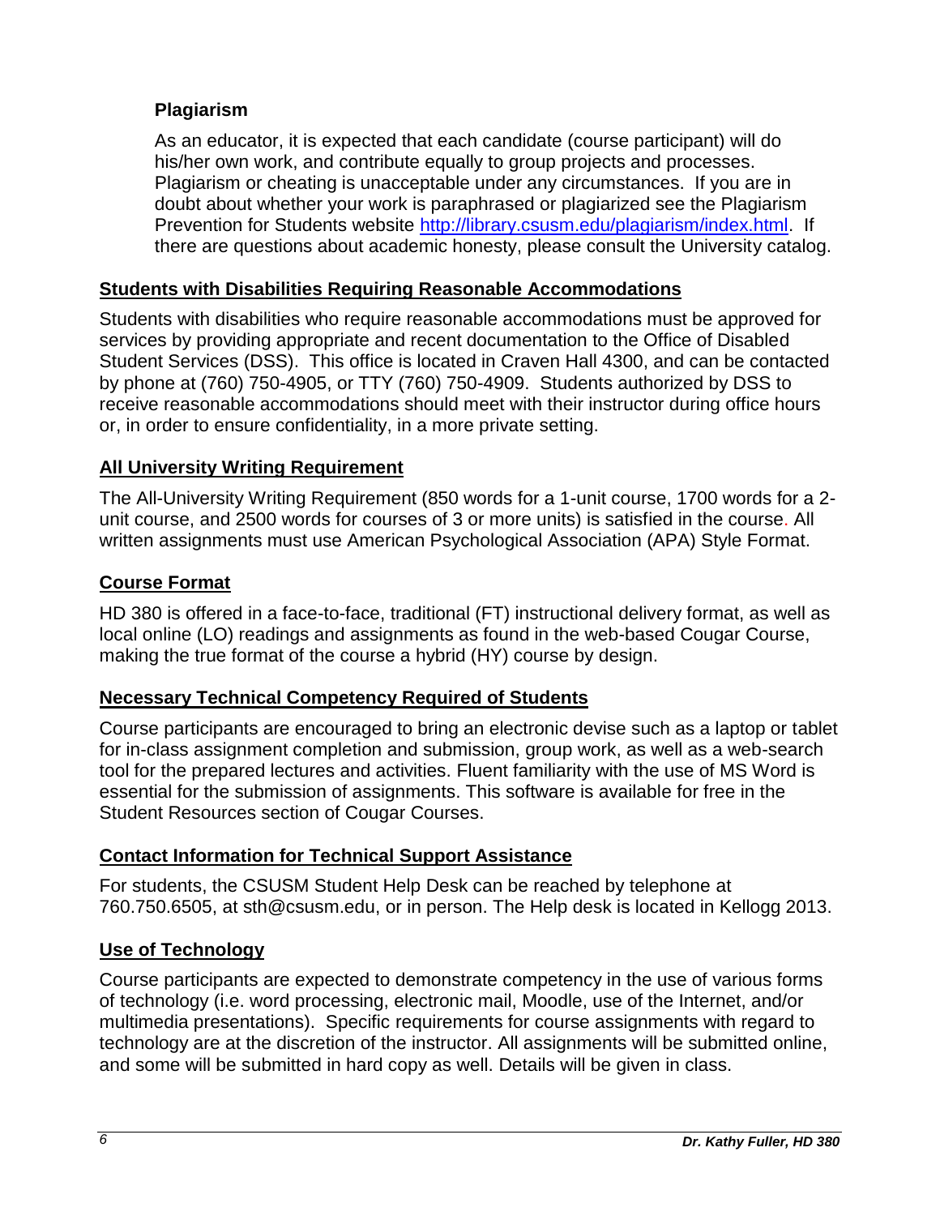### Plagiarism

As an educator, it is expected that each candidate (course participant) will do his/her own work, and contribute equally to group projects and processes. Plagiarism or cheating is unacceptable under any circumstances. If you are in doubt about whether your work is paraphrased or plagiarized see the Plagiarism Prevention for Students website http://library.csusm.edu/plagiarism/index.html. If there are questions about academic honesty, please consult the University catalog.

## Students with Disabilities Requiring Reasonable Accommodations

Students with disabilities who require reasonable accommodations must be approved for services by providing appropriate and recent documentation to the Office of Disabled Student Services (DSS). This office is located in Craven Hall 4300, and can be contacted by phone at (760) 750-4905, or TTY (760) 750-4909. Students authorized by DSS to receive reasonable accommodations should meet with their instructor during office hours or, in order to ensure confidentiality, in a more private setting.

## All University Writing Requirement

The All-University Writing Requirement (850 words for a 1-unit course, 1700 words for a 2-unit course, and 2500 words for courses of 3 or more units) is satisfied in the course. All written assignments must use American Psychological Association (APA) Style Format.

## Course Format

HD 380 is offered in a face-to-face, traditional (FT) instructional delivery format, as well as local online (LO) readings and assignments as found in the web-based Cougar Course, making the true format of the course a hybrid (HY) course by design.

## Necessary Technical Competency Required of Students

Course participants are encouraged to bring an electronic devise such as a laptop or tablet for in-class assignment completion and submission, group work, as well as a web-search tool for the prepared lectures and activities. Fluent familiarity with the use of MS Word is essential for the submission of assignments. This software is available for free in the Student Resources section of Cougar Courses.

## Contact Information for Technical Support Assistance

For students, the CSUSM Student Help Desk can be reached by telephone at 760.750.6505, at sth@csusm.edu, or in person. The Help desk is located in Kellogg 2013.

## Use of Technology

Course participants are expected to demonstrate competency in the use of various forms of technology (i.e. word processing, electronic mail, Moodle, use of the Internet, and/or multimedia presentations). Specific requirements for course assignments with regard to technology are at the discretion of the instructor. All assignments will be submitted online, and some will be submitted in hard copy as well. Details will be given in class.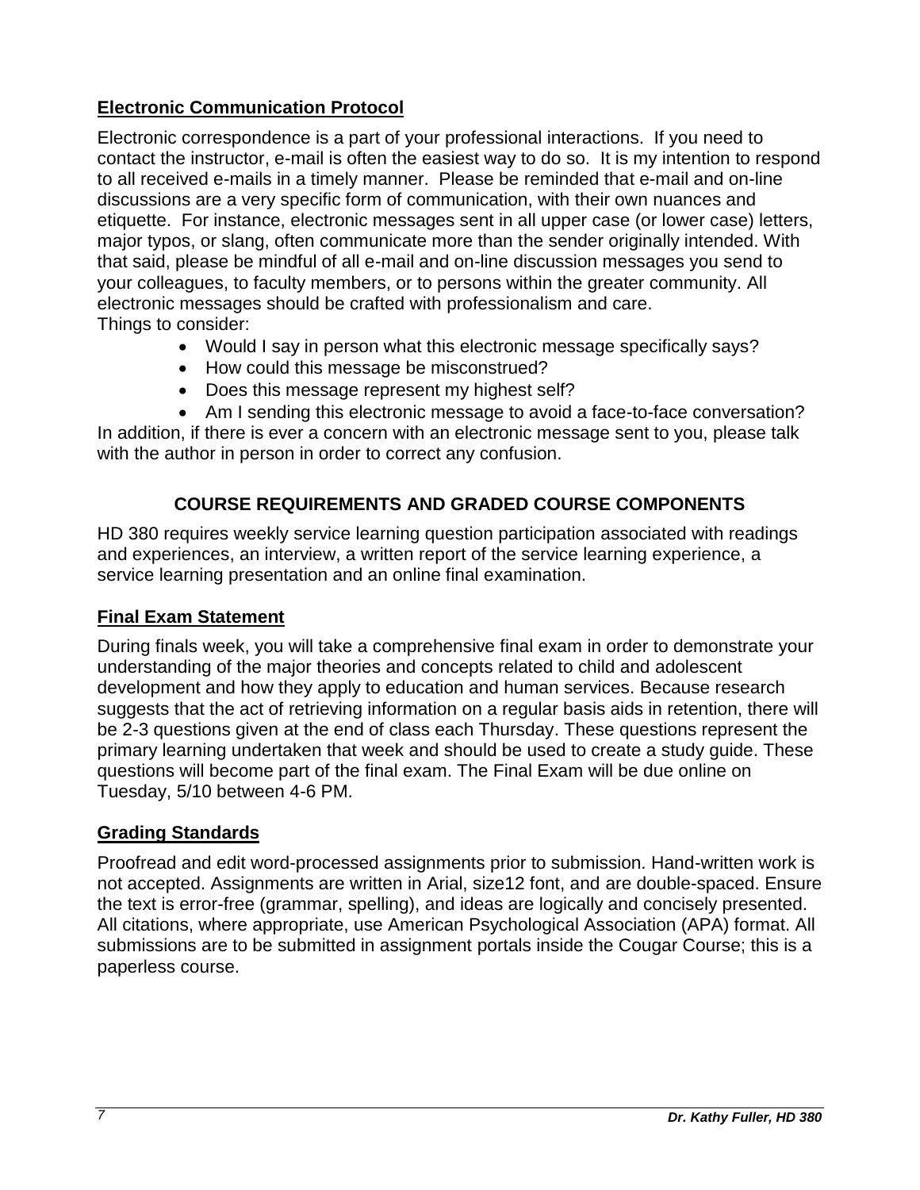## **Electronic Communication Protocol**

Electronic correspondence is a part of your professional interactions. If you need to contact the instructor, e-mail is often the easiest way to do so. It is my intention to respond to all received e-mails in a timely manner. Please be reminded that e-mail and on-line discussions are a very specific form of communication, with their own nuances and etiquette. For instance, electronic messages sent in all upper case (or lower case) letters, major typos, or slang, often communicate more than the sender originally intended. With that said, please be mindful of all e-mail and on-line discussion messages you send to your colleagues, to faculty members, or to persons within the greater community. All electronic messages should be crafted with professionalism and care.

Things to consider:

- Would I say in person what this electronic message specifically says?
- How could this message be misconstrued?
- Does this message represent my highest self?
- Am I sending this electronic message to avoid a face-to-face conversation?

In addition, if there is ever a concern with an electronic message sent to you, please talk with the author in person in order to correct any confusion.

# **COURSE REQUIREMENTS AND GRADED COURSE COMPONENTS**

HD 380 requires weekly service learning question participation associated with readings and experiences, an interview, a written report of the service learning experience, a service learning presentation and an online final examination.

## **Final Exam Statement**

During finals week, you will take a comprehensive final exam in order to demonstrate your understanding of the major theories and concepts related to child and adolescent development and how they apply to education and human services. Because research suggests that the act of retrieving information on a regular basis aids in retention, there will be 2-3 questions given at the end of class each Thursday. These questions represent the primary learning undertaken that week and should be used to create a study guide. These questions will become part of the final exam. The Final Exam will be due online on Tuesday, 5/10 between 4-6 PM.

## **Grading Standards**

Proofread and edit word-processed assignments prior to submission. Hand-written work is not accepted. Assignments are written in Arial, size12 font, and are double-spaced. Ensure the text is error-free (grammar, spelling), and ideas are logically and concisely presented. All citations, where appropriate, use American Psychological Association (APA) format. All submissions are to be submitted in assignment portals inside the Cougar Course; this is a paperless course.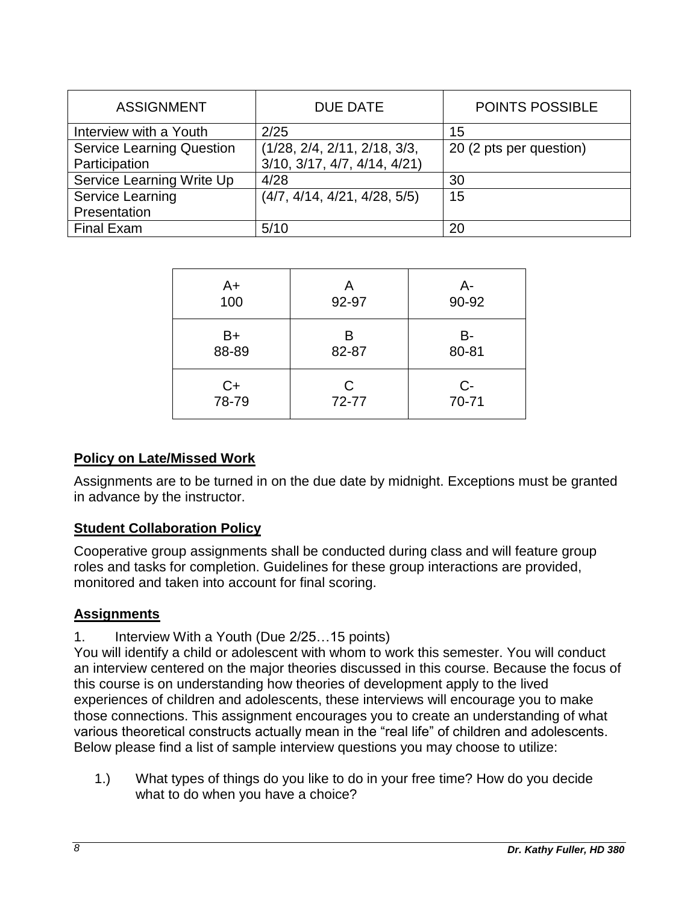| ASSIGNMENT | DUE DATE | POINTS POSSIBLE |
|---|---|---|
| Interview with a Youth | 2/25 | 15 |
| Service Learning Question Participation | (1/28, 2/4, 2/11, 2/18, 3/3, 3/10, 3/17, 4/7, 4/14, 4/21) | 20 (2 pts per question) |
| Service Learning Write Up | 4/28 | 30 |
| Service Learning Presentation | (4/7, 4/14, 4/21, 4/28, 5/5) | 15 |
| Final Exam | 5/10 | 20 |

| A+ 100 | A 92-97 | A- 90-92 |
|---|---|---|
| B+ 88-89 | B 82-87 | B- 80-81 |
| C+ 78-79 | C 72-77 | C- 70-71 |

## Policy on Late/Missed Work

Assignments are to be turned in on the due date by midnight. Exceptions must be granted in advance by the instructor.

## Student Collaboration Policy

Cooperative group assignments shall be conducted during class and will feature group roles and tasks for completion. Guidelines for these group interactions are provided, monitored and taken into account for final scoring.

## Assignments

1. Interview With a Youth (Due 2/25…15 points)

You will identify a child or adolescent with whom to work this semester. You will conduct an interview centered on the major theories discussed in this course. Because the focus of this course is on understanding how theories of development apply to the lived experiences of children and adolescents, these interviews will encourage you to make those connections. This assignment encourages you to create an understanding of what various theoretical constructs actually mean in the "real life" of children and adolescents. Below please find a list of sample interview questions you may choose to utilize:

1.) What types of things do you like to do in your free time? How do you decide what to do when you have a choice?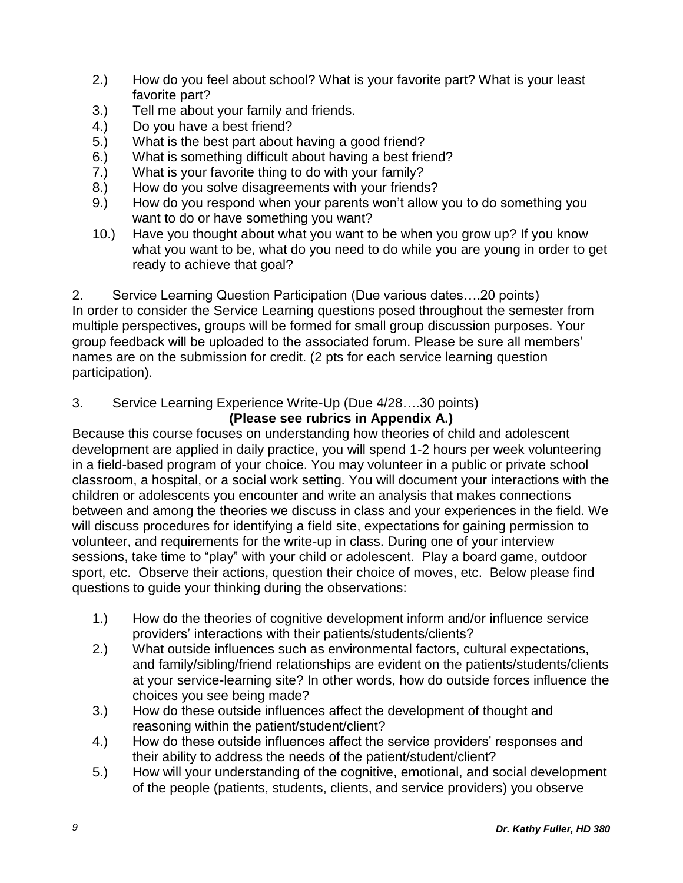2.) How do you feel about school? What is your favorite part? What is your least favorite part?
3.) Tell me about your family and friends.
4.) Do you have a best friend?
5.) What is the best part about having a good friend?
6.) What is something difficult about having a best friend?
7.) What is your favorite thing to do with your family?
8.) How do you solve disagreements with your friends?
9.) How do you respond when your parents won't allow you to do something you want to do or have something you want?
10.) Have you thought about what you want to be when you grow up? If you know what you want to be, what do you need to do while you are young in order to get ready to achieve that goal?

2. Service Learning Question Participation (Due various dates….20 points)

In order to consider the Service Learning questions posed throughout the semester from multiple perspectives, groups will be formed for small group discussion purposes. Your group feedback will be uploaded to the associated forum. Please be sure all members' names are on the submission for credit. (2 pts for each service learning question participation).

3. Service Learning Experience Write-Up (Due 4/28….30 points)

**(Please see rubrics in Appendix A.)**

Because this course focuses on understanding how theories of child and adolescent development are applied in daily practice, you will spend 1-2 hours per week volunteering in a field-based program of your choice. You may volunteer in a public or private school classroom, a hospital, or a social work setting. You will document your interactions with the children or adolescents you encounter and write an analysis that makes connections between and among the theories we discuss in class and your experiences in the field. We will discuss procedures for identifying a field site, expectations for gaining permission to volunteer, and requirements for the write-up in class. During one of your interview sessions, take time to "play" with your child or adolescent. Play a board game, outdoor sport, etc. Observe their actions, question their choice of moves, etc. Below please find questions to guide your thinking during the observations:

1.) How do the theories of cognitive development inform and/or influence service providers' interactions with their patients/students/clients?
2.) What outside influences such as environmental factors, cultural expectations, and family/sibling/friend relationships are evident on the patients/students/clients at your service-learning site? In other words, how do outside forces influence the choices you see being made?
3.) How do these outside influences affect the development of thought and reasoning within the patient/student/client?
4.) How do these outside influences affect the service providers' responses and their ability to address the needs of the patient/student/client?
5.) How will your understanding of the cognitive, emotional, and social development of the people (patients, students, clients, and service providers) you observe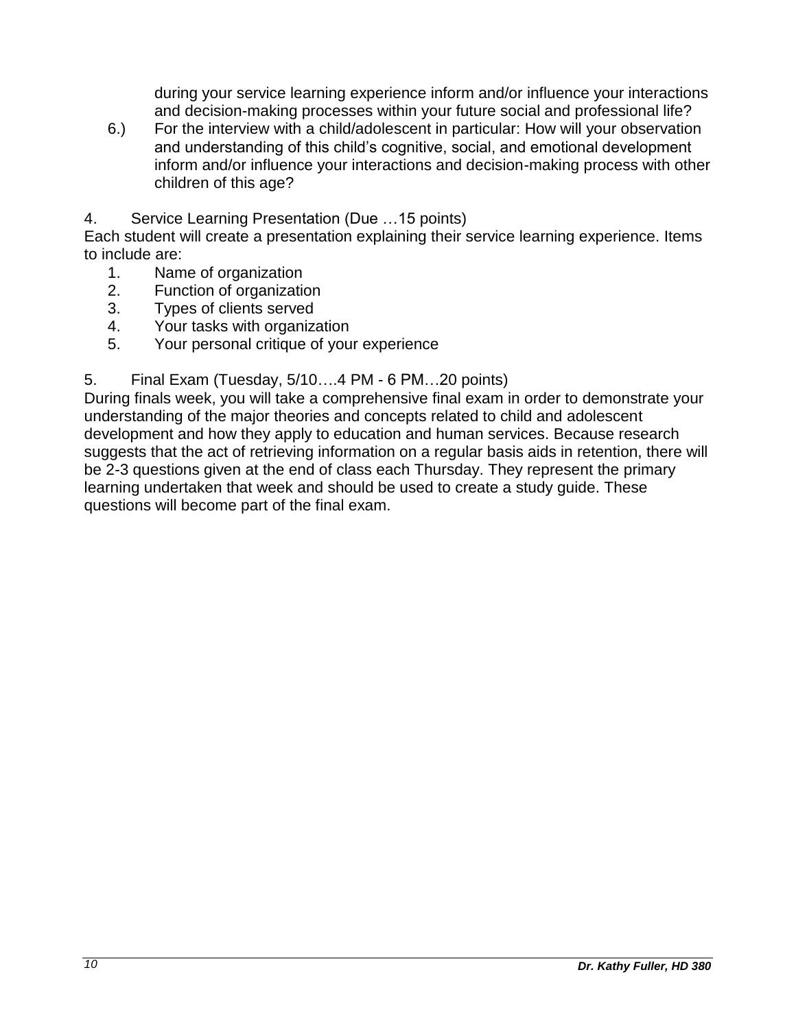during your service learning experience inform and/or influence your interactions and decision-making processes within your future social and professional life?

6.) For the interview with a child/adolescent in particular: How will your observation and understanding of this child's cognitive, social, and emotional development inform and/or influence your interactions and decision-making process with other children of this age?

4. Service Learning Presentation (Due …15 points)

Each student will create a presentation explaining their service learning experience. Items to include are:

1. Name of organization
2. Function of organization
3. Types of clients served
4. Your tasks with organization
5. Your personal critique of your experience

5. Final Exam (Tuesday, 5/10….4 PM - 6 PM…20 points)

During finals week, you will take a comprehensive final exam in order to demonstrate your understanding of the major theories and concepts related to child and adolescent development and how they apply to education and human services. Because research suggests that the act of retrieving information on a regular basis aids in retention, there will be 2-3 questions given at the end of class each Thursday. They represent the primary learning undertaken that week and should be used to create a study guide. These questions will become part of the final exam.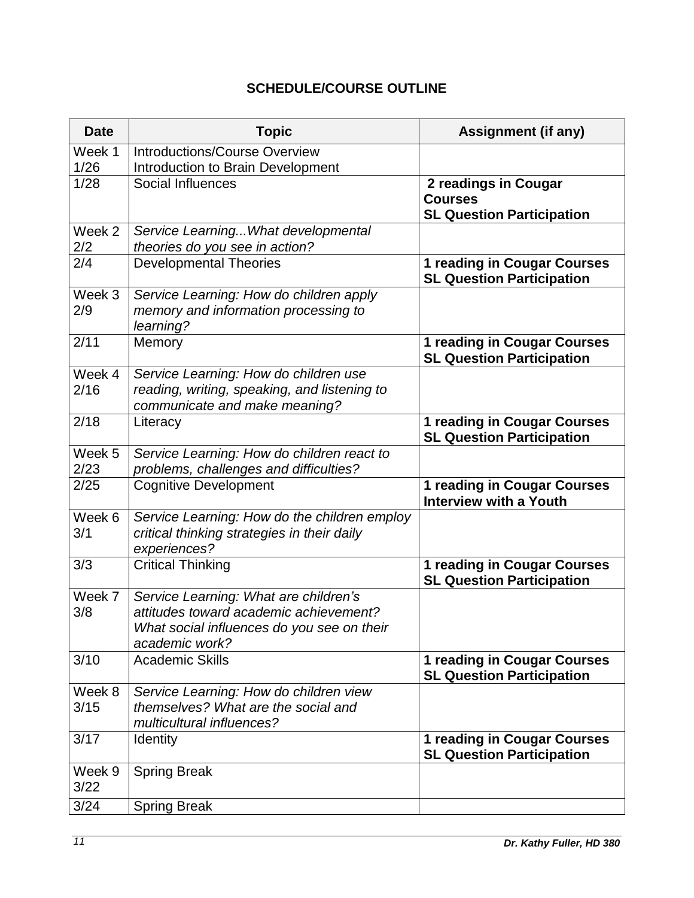## SCHEDULE/COURSE OUTLINE

| Date | Topic | Assignment (if any) |
|---|---|---|
| Week 1 1/26 | Introductions/Course Overview Introduction to Brain Development | |
| 1/28 | Social Influences | **2 readings in Cougar Courses SL Question Participation** |
| Week 2 2/2 | *Service Learning...What developmental theories do you see in action?* | |
| 2/4 | Developmental Theories | **1 reading in Cougar Courses SL Question Participation** |
| Week 3 2/9 | *Service Learning: How do children apply memory and information processing to learning?* | |
| 2/11 | Memory | **1 reading in Cougar Courses SL Question Participation** |
| Week 4 2/16 | *Service Learning: How do children use reading, writing, speaking, and listening to communicate and make meaning?* | |
| 2/18 | Literacy | **1 reading in Cougar Courses SL Question Participation** |
| Week 5 2/23 | *Service Learning: How do children react to problems, challenges and difficulties?* | |
| 2/25 | Cognitive Development | **1 reading in Cougar Courses Interview with a Youth** |
| Week 6 3/1 | *Service Learning: How do the children employ critical thinking strategies in their daily experiences?* | |
| 3/3 | Critical Thinking | **1 reading in Cougar Courses SL Question Participation** |
| Week 7 3/8 | *Service Learning: What are children's attitudes toward academic achievement? What social influences do you see on their academic work?* | |
| 3/10 | Academic Skills | **1 reading in Cougar Courses SL Question Participation** |
| Week 8 3/15 | *Service Learning: How do children view themselves? What are the social and multicultural influences?* | |
| 3/17 | Identity | **1 reading in Cougar Courses SL Question Participation** |
| Week 9 3/22 | Spring Break | |
| 3/24 | Spring Break | |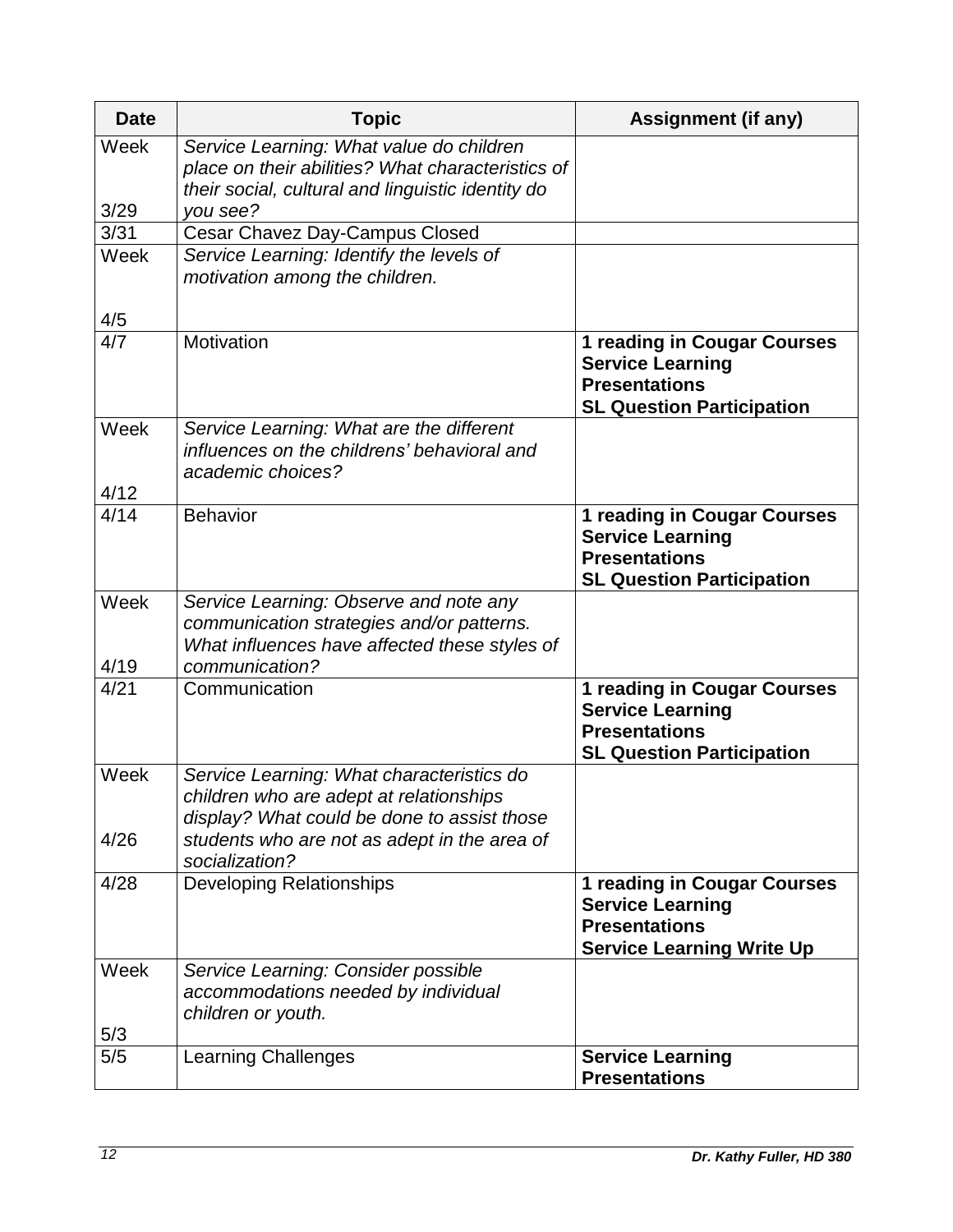| Date | Topic | Assignment (if any) |
|---|---|---|
| Week 3/29 | *Service Learning: What value do children place on their abilities? What characteristics of their social, cultural and linguistic identity do you see?* | |
| 3/31 | Cesar Chavez Day-Campus Closed | |
| Week 4/5 | *Service Learning: Identify the levels of motivation among the children.* | |
| 4/7 | Motivation | **1 reading in Cougar Courses**<br>**Service Learning Presentations**<br>**SL Question Participation** |
| Week 4/12 | *Service Learning: What are the different influences on the childrens' behavioral and academic choices?* | |
| 4/14 | Behavior | **1 reading in Cougar Courses**<br>**Service Learning Presentations**<br>**SL Question Participation** |
| Week 4/19 | *Service Learning: Observe and note any communication strategies and/or patterns. What influences have affected these styles of communication?* | |
| 4/21 | Communication | **1 reading in Cougar Courses**<br>**Service Learning Presentations**<br>**SL Question Participation** |
| Week 4/26 | *Service Learning: What characteristics do children who are adept at relationships display? What could be done to assist those students who are not as adept in the area of socialization?* | |
| 4/28 | Developing Relationships | **1 reading in Cougar Courses**<br>**Service Learning Presentations**<br>**Service Learning Write Up** |
| Week 5/3 | *Service Learning: Consider possible accommodations needed by individual children or youth.* | |
| 5/5 | Learning Challenges | **Service Learning Presentations** |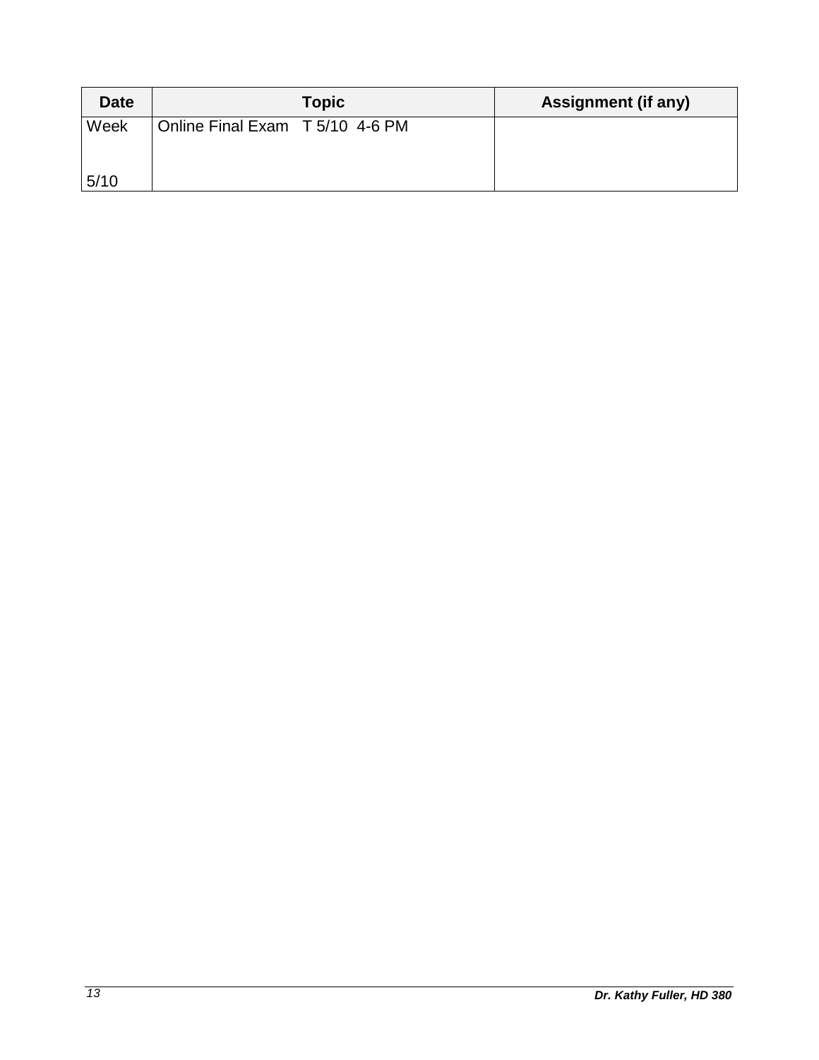| Date | Topic | Assignment (if any) |
|---|---|---|
| Week<br><br>5/10 | Online Final Exam   T 5/10  4-6 PM | |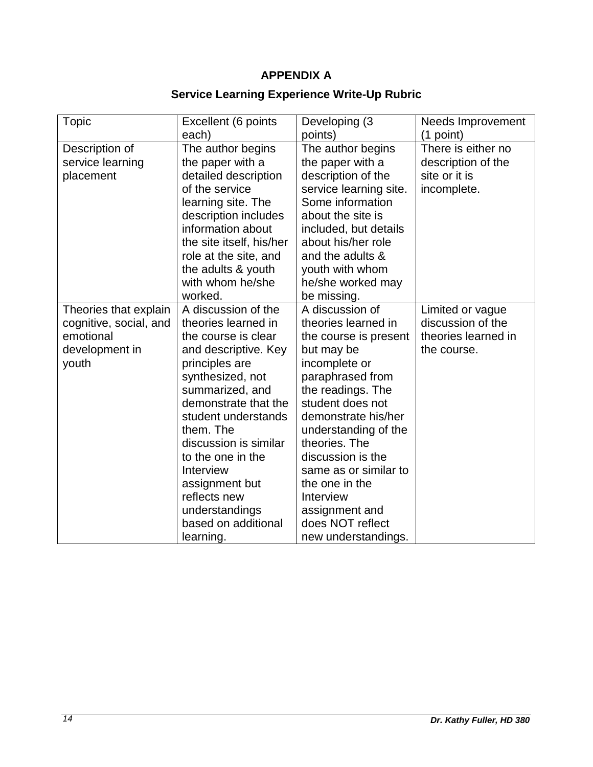## APPENDIX A

### Service Learning Experience Write-Up Rubric

| Topic | Excellent (6 points each) | Developing (3 points) | Needs Improvement (1 point) |
|---|---|---|---|
| Description of service learning placement | The author begins the paper with a detailed description of the service learning site. The description includes information about the site itself, his/her role at the site, and the adults & youth with whom he/she worked. | The author begins the paper with a description of the service learning site. Some information about the site is included, but details about his/her role and the adults & youth with whom he/she worked may be missing. | There is either no description of the site or it is incomplete. |
| Theories that explain cognitive, social, and emotional development in youth | A discussion of the theories learned in the course is clear and descriptive. Key principles are synthesized, not summarized, and demonstrate that the student understands them. The discussion is similar to the one in the Interview assignment but reflects new understandings based on additional learning. | A discussion of theories learned in the course is present but may be incomplete or paraphrased from the readings. The student does not demonstrate his/her understanding of the theories. The discussion is the same as or similar to the one in the Interview assignment and does NOT reflect new understandings. | Limited or vague discussion of the theories learned in the course. |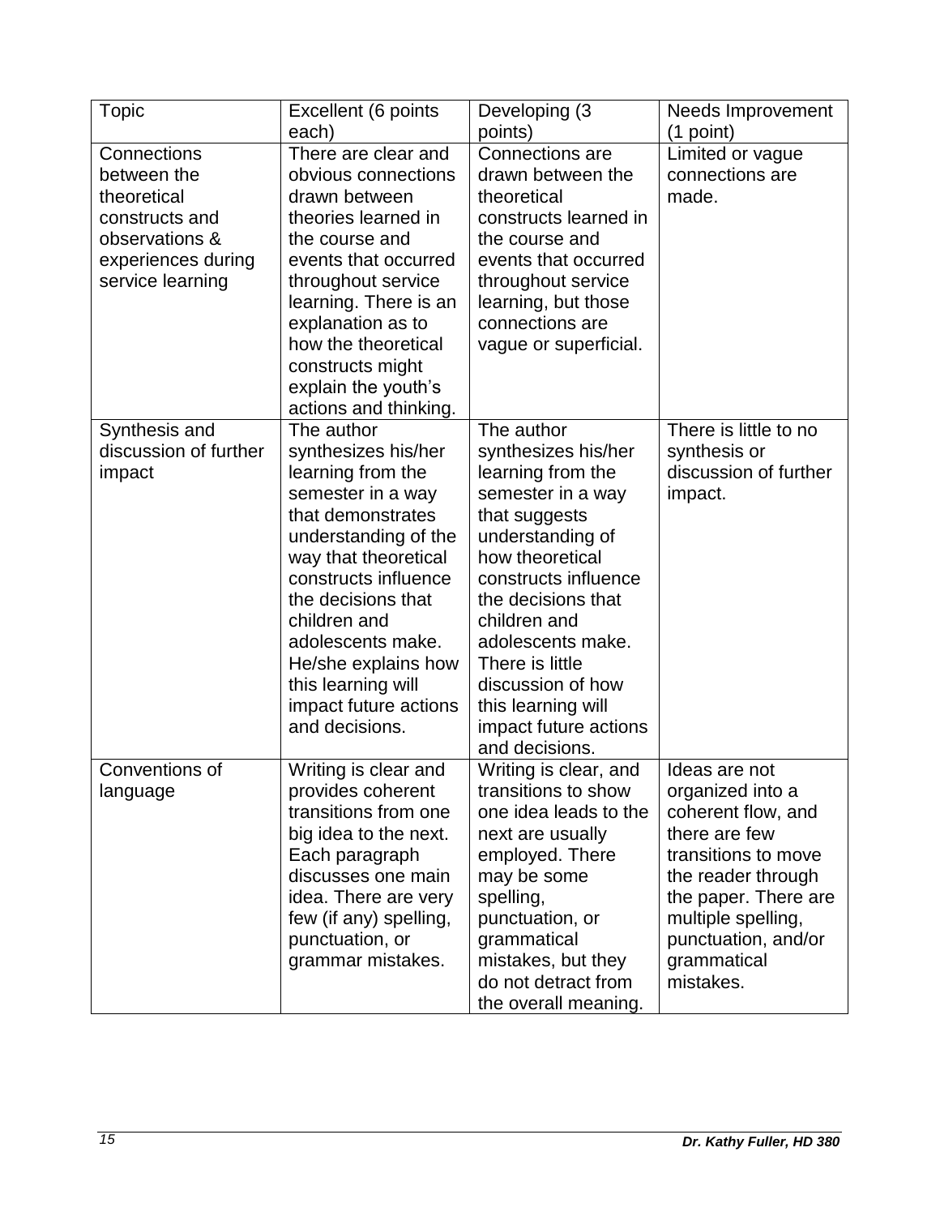| Topic | Excellent (6 points each) | Developing (3 points) | Needs Improvement (1 point) |
|---|---|---|---|
| Connections between the theoretical constructs and observations & experiences during service learning | There are clear and obvious connections drawn between theories learned in the course and events that occurred throughout service learning. There is an explanation as to how the theoretical constructs might explain the youth's actions and thinking. | Connections are drawn between the theoretical constructs learned in the course and events that occurred throughout service learning, but those connections are vague or superficial. | Limited or vague connections are made. |
| Synthesis and discussion of further impact | The author synthesizes his/her learning from the semester in a way that demonstrates understanding of the way that theoretical constructs influence the decisions that children and adolescents make. He/she explains how this learning will impact future actions and decisions. | The author synthesizes his/her learning from the semester in a way that suggests understanding of how theoretical constructs influence the decisions that children and adolescents make. There is little discussion of how this learning will impact future actions and decisions. | There is little to no synthesis or discussion of further impact. |
| Conventions of language | Writing is clear and provides coherent transitions from one big idea to the next. Each paragraph discusses one main idea. There are very few (if any) spelling, punctuation, or grammar mistakes. | Writing is clear, and transitions to show one idea leads to the next are usually employed. There may be some spelling, punctuation, or grammatical mistakes, but they do not detract from the overall meaning. | Ideas are not organized into a coherent flow, and there are few transitions to move the reader through the paper. There are multiple spelling, punctuation, and/or grammatical mistakes. |